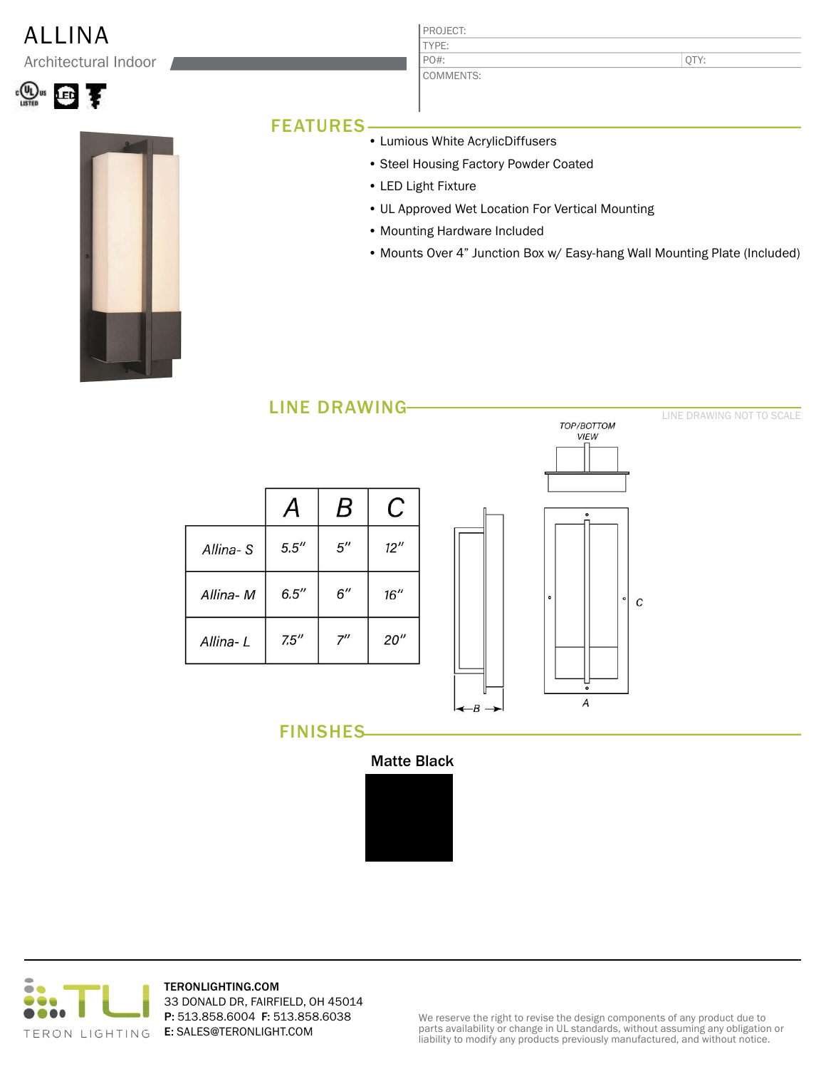# ALLINA

Architectural Indoor

| PROJECT: | |
|---|---|
| TYPE: | |
| PO#: | QTY: |
| COMMENTS: | |

## FEATURES

- Lumious White AcrylicDiffusers
- Steel Housing Factory Powder Coated
- LED Light Fixture
- UL Approved Wet Location For Vertical Mounting
- Mounting Hardware Included
- Mounts Over 4" Junction Box w/ Easy-hang Wall Mounting Plate (Included)

## LINE DRAWING

LINE DRAWING NOT TO SCALE

| | A | B | C |
|---|---|---|---|
| Allina- S | 5.5" | 5" | 12" |
| Allina- M | 6.5" | 6" | 16" |
| Allina- L | 7.5" | 7" | 20" |

TOP/BOTTOM VIEW

## FINISHES

**Matte Black**

TERONLIGHTING.COM
33 DONALD DR, FAIRFIELD, OH 45014
**P:** 513.858.6004 **F:** 513.858.6038
**E:** SALES@TERONLIGHT.COM

We reserve the right to revise the design components of any product due to parts availability or change in UL standards, without assuming any obligation or liability to modify any products previously manufactured, and without notice.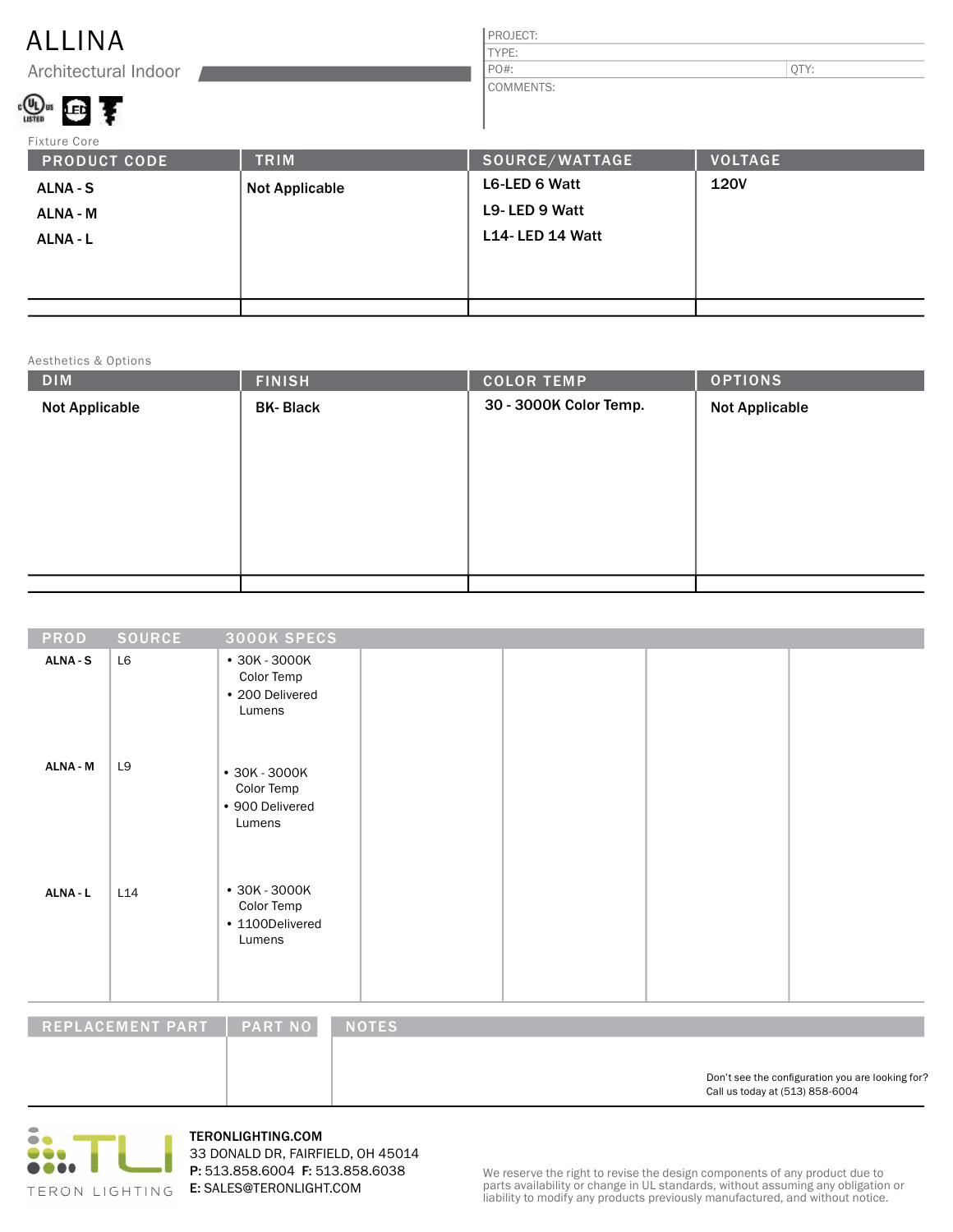# ALLINA

Architectural Indoor

| PROJECT: | |
|---|---|
| TYPE: | |
| PO#: | QTY: |
| COMMENTS: | |

Fixture Core

| PRODUCT CODE | TRIM | SOURCE/WATTAGE | VOLTAGE |
|---|---|---|---|
| **ALNA - S**<br>**ALNA - M**<br>**ALNA - L** | **Not Applicable** | **L6-LED 6 Watt**<br>**L9- LED 9 Watt**<br>**L14- LED 14 Watt** | **120V** |

Aesthetics & Options

| DIM | FINISH | COLOR TEMP | OPTIONS |
|---|---|---|---|
| **Not Applicable** | **BK- Black** | **30 - 3000K Color Temp.** | **Not Applicable** |

| PROD | SOURCE | 3000K SPECS | | | | |
|---|---|---|---|---|---|---|
| **ALNA - S** | L6 | • 30K - 3000K Color Temp<br>• 200 Delivered Lumens | | | | |
| **ALNA - M** | L9 | • 30K - 3000K Color Temp<br>• 900 Delivered Lumens | | | | |
| **ALNA - L** | L14 | • 30K - 3000K Color Temp<br>• 1100Delivered Lumens | | | | |

| REPLACEMENT PART | PART NO | NOTES |
|---|---|---|
| | | Don't see the configuration you are looking for? Call us today at (513) 858-6004 |

TERON LIGHTING

**TERONLIGHTING.COM**
33 DONALD DR, FAIRFIELD, OH 45014
**P:** 513.858.6004 **F:** 513.858.6038
**E:** SALES@TERONLIGHT.COM

We reserve the right to revise the design components of any product due to parts availability or change in UL standards, without assuming any obligation or liability to modify any products previously manufactured, and without notice.